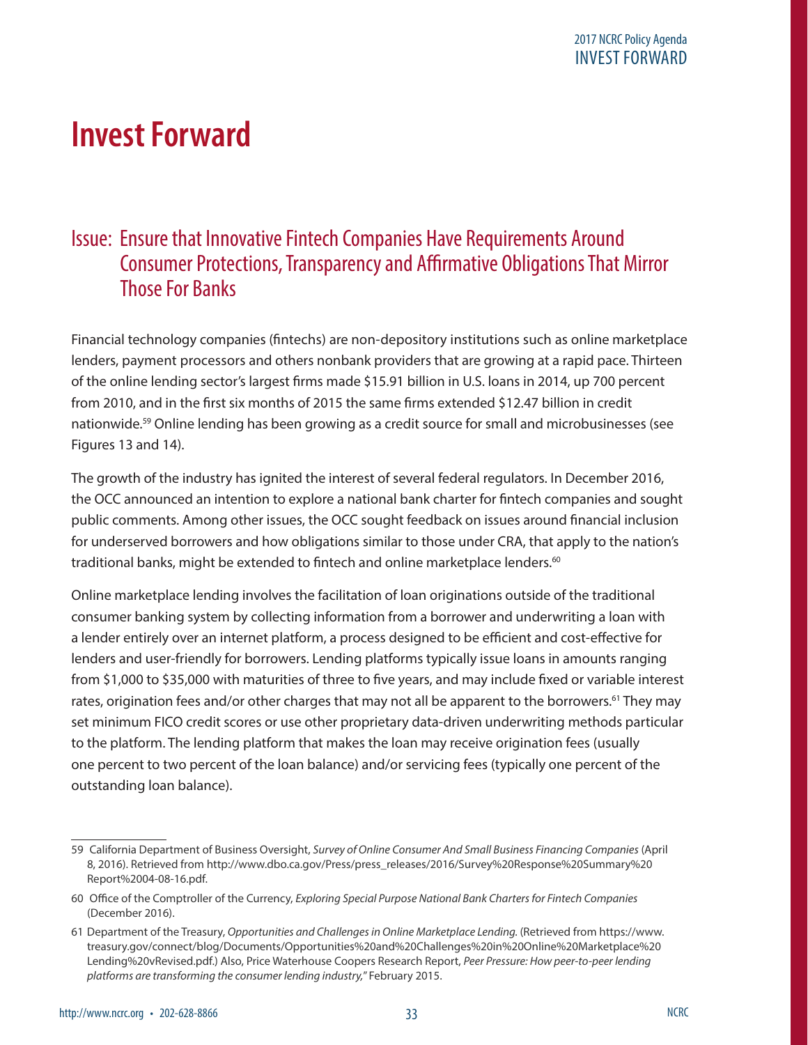# Invest Forward

## Issue: Ensure that Innovative Fintech Companies Have Requirements Around Consumer Protections, Transparency and Affirmative Obligations That Mirror Those For Banks

Financial technology companies (fintechs) are non-depository institutions such as online marketplace lenders, payment processors and others nonbank providers that are growing at a rapid pace. Thirteen of the online lending sector's largest firms made $15.91 billion in U.S. loans in 2014, up 700 percent from 2010, and in the first six months of 2015 the same firms extended $12.47 billion in credit nationwide.[59] Online lending has been growing as a credit source for small and microbusinesses (see Figures 13 and 14).

The growth of the industry has ignited the interest of several federal regulators. In December 2016, the OCC announced an intention to explore a national bank charter for fintech companies and sought public comments. Among other issues, the OCC sought feedback on issues around financial inclusion for underserved borrowers and how obligations similar to those under CRA, that apply to the nation's traditional banks, might be extended to fintech and online marketplace lenders.[60]

Online marketplace lending involves the facilitation of loan originations outside of the traditional consumer banking system by collecting information from a borrower and underwriting a loan with a lender entirely over an internet platform, a process designed to be efficient and cost-effective for lenders and user-friendly for borrowers. Lending platforms typically issue loans in amounts ranging from $1,000 to $35,000 with maturities of three to five years, and may include fixed or variable interest rates, origination fees and/or other charges that may not all be apparent to the borrowers.[61] They may set minimum FICO credit scores or use other proprietary data-driven underwriting methods particular to the platform. The lending platform that makes the loan may receive origination fees (usually one percent to two percent of the loan balance) and/or servicing fees (typically one percent of the outstanding loan balance).

---

59 California Department of Business Oversight, *Survey of Online Consumer And Small Business Financing Companies* (April 8, 2016). Retrieved from http://www.dbo.ca.gov/Press/press_releases/2016/Survey%20Response%20Summary%20Report%2004-08-16.pdf.

60 Office of the Comptroller of the Currency, *Exploring Special Purpose National Bank Charters for Fintech Companies* (December 2016).

61 Department of the Treasury, *Opportunities and Challenges in Online Marketplace Lending.* (Retrieved from https://www.treasury.gov/connect/blog/Documents/Opportunities%20and%20Challenges%20in%20Online%20Marketplace%20Lending%20vRevised.pdf.) Also, Price Waterhouse Coopers Research Report, *Peer Pressure: How peer-to-peer lending platforms are transforming the consumer lending industry,"* February 2015.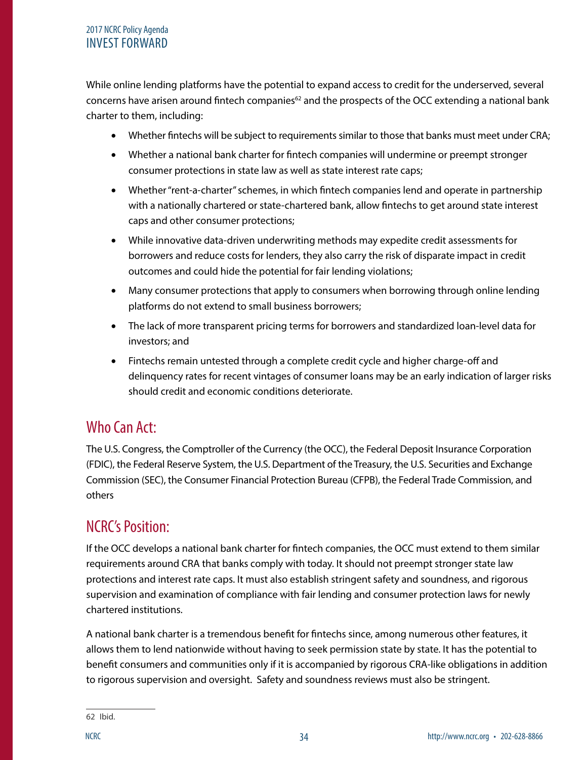While online lending platforms have the potential to expand access to credit for the underserved, several concerns have arisen around fintech companies[62] and the prospects of the OCC extending a national bank charter to them, including:

- Whether fintechs will be subject to requirements similar to those that banks must meet under CRA;
- Whether a national bank charter for fintech companies will undermine or preempt stronger consumer protections in state law as well as state interest rate caps;
- Whether "rent-a-charter" schemes, in which fintech companies lend and operate in partnership with a nationally chartered or state-chartered bank, allow fintechs to get around state interest caps and other consumer protections;
- While innovative data-driven underwriting methods may expedite credit assessments for borrowers and reduce costs for lenders, they also carry the risk of disparate impact in credit outcomes and could hide the potential for fair lending violations;
- Many consumer protections that apply to consumers when borrowing through online lending platforms do not extend to small business borrowers;
- The lack of more transparent pricing terms for borrowers and standardized loan-level data for investors; and
- Fintechs remain untested through a complete credit cycle and higher charge-off and delinquency rates for recent vintages of consumer loans may be an early indication of larger risks should credit and economic conditions deteriorate.

## Who Can Act:

The U.S. Congress, the Comptroller of the Currency (the OCC), the Federal Deposit Insurance Corporation (FDIC), the Federal Reserve System, the U.S. Department of the Treasury, the U.S. Securities and Exchange Commission (SEC), the Consumer Financial Protection Bureau (CFPB), the Federal Trade Commission, and others

## NCRC's Position:

If the OCC develops a national bank charter for fintech companies, the OCC must extend to them similar requirements around CRA that banks comply with today. It should not preempt stronger state law protections and interest rate caps. It must also establish stringent safety and soundness, and rigorous supervision and examination of compliance with fair lending and consumer protection laws for newly chartered institutions.

A national bank charter is a tremendous benefit for fintechs since, among numerous other features, it allows them to lend nationwide without having to seek permission state by state. It has the potential to benefit consumers and communities only if it is accompanied by rigorous CRA-like obligations in addition to rigorous supervision and oversight. Safety and soundness reviews must also be stringent.

---

62 Ibid.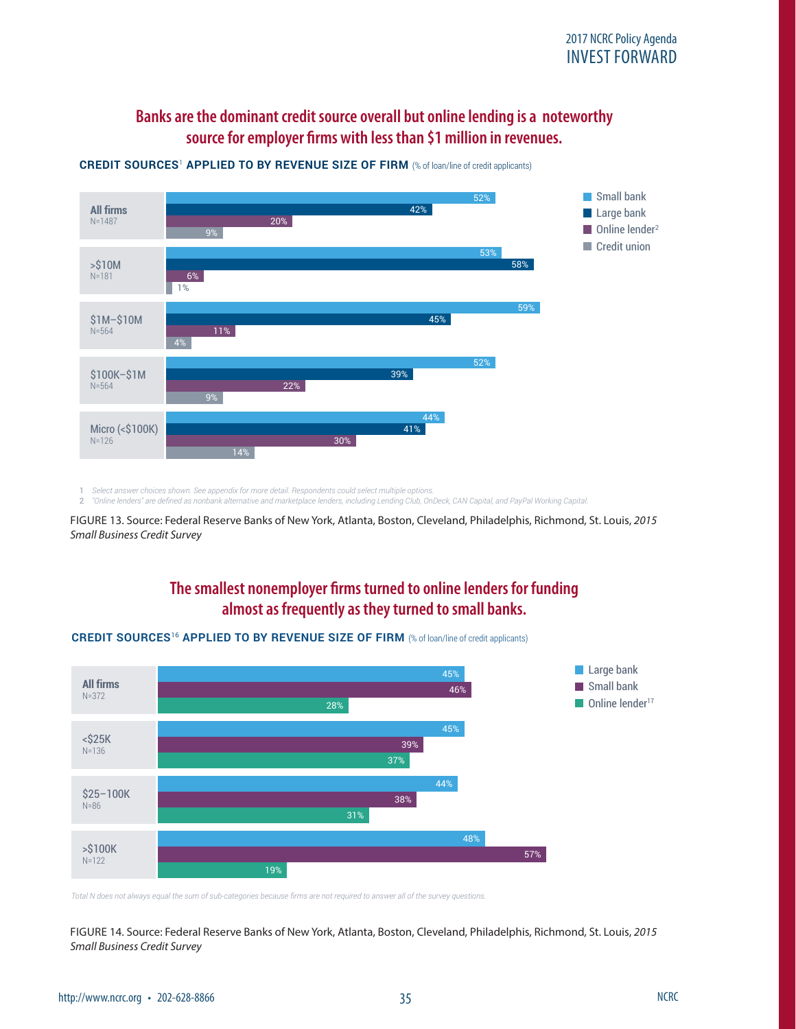## Banks are the dominant credit source overall but online lending is a noteworthy source for employer firms with less than $1 million in revenues.

**CREDIT SOURCES[1] APPLIED TO BY REVENUE SIZE OF FIRM** (% of loan/line of credit applicants)

| Revenue size of firm | Small bank | Large bank | Online lender[2] | Credit union |
|---|---|---|---|---|
| All firms (N=1487) | 52% | 42% | 20% | 9% |
| >$10M (N=181) | 53% | 58% | 6% | 1% |
| $1M–$10M (N=564) | 59% | 45% | 11% | 4% |
| $100K–$1M (N=564) | 52% | 39% | 22% | 9% |
| Micro (<$100K) (N=126) | 44% | 41% | 30% | 14% |

1 *Select answer choices shown. See appendix for more detail. Respondents could select multiple options.*
2 *"Online lenders" are defined as nonbank alternative and marketplace lenders, including Lending Club, OnDeck, CAN Capital, and PayPal Working Capital.*

FIGURE 13. Source: Federal Reserve Banks of New York, Atlanta, Boston, Cleveland, Philadelphis, Richmond, St. Louis, *2015 Small Business Credit Survey*

## The smallest nonemployer firms turned to online lenders for funding almost as frequently as they turned to small banks.

**CREDIT SOURCES[16] APPLIED TO BY REVENUE SIZE OF FIRM** (% of loan/line of credit applicants)

| Revenue size of firm | Large bank | Small bank | Online lender[17] |
|---|---|---|---|
| All firms (N=372) | 45% | 46% | 28% |
| <$25K (N=136) | 45% | 39% | 37% |
| $25–100K (N=86) | 44% | 38% | 31% |
| >$100K (N=122) | 48% | 57% | 19% |

*Total N does not always equal the sum of sub-categories because firms are not required to answer all of the survey questions.*

FIGURE 14. Source: Federal Reserve Banks of New York, Atlanta, Boston, Cleveland, Philadelphis, Richmond, St. Louis, *2015 Small Business Credit Survey*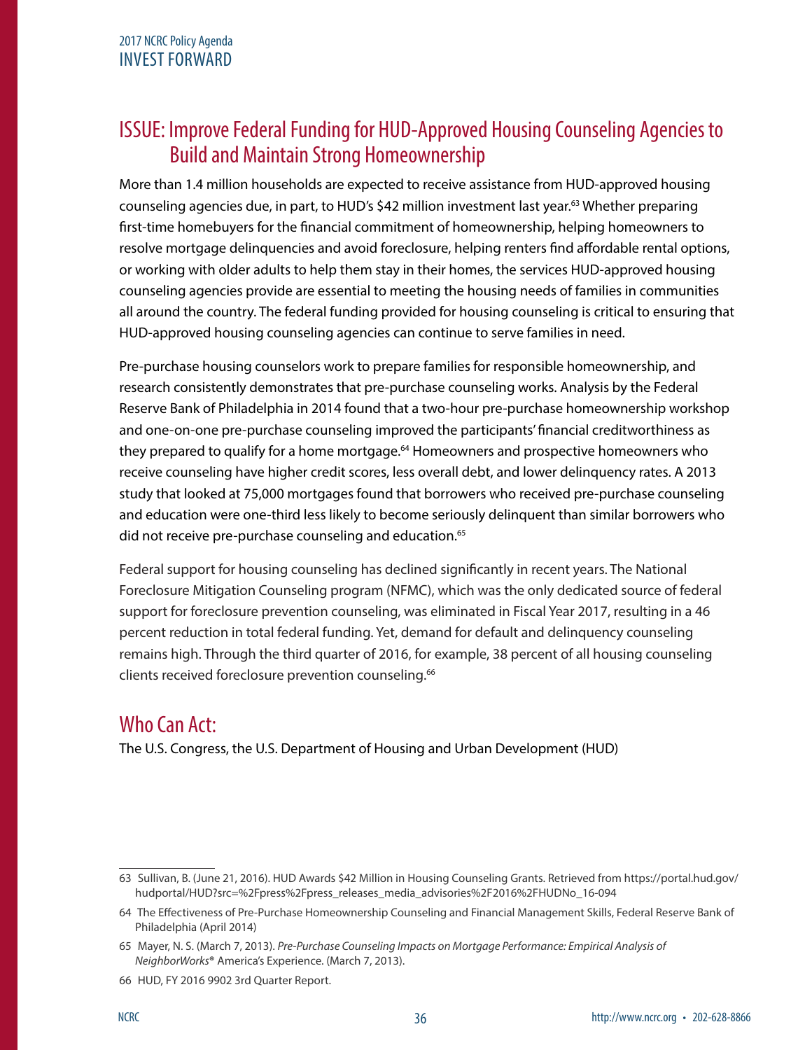## ISSUE: Improve Federal Funding for HUD-Approved Housing Counseling Agencies to Build and Maintain Strong Homeownership

More than 1.4 million households are expected to receive assistance from HUD-approved housing counseling agencies due, in part, to HUD's $42 million investment last year.[63] Whether preparing first-time homebuyers for the financial commitment of homeownership, helping homeowners to resolve mortgage delinquencies and avoid foreclosure, helping renters find affordable rental options, or working with older adults to help them stay in their homes, the services HUD-approved housing counseling agencies provide are essential to meeting the housing needs of families in communities all around the country. The federal funding provided for housing counseling is critical to ensuring that HUD-approved housing counseling agencies can continue to serve families in need.

Pre-purchase housing counselors work to prepare families for responsible homeownership, and research consistently demonstrates that pre-purchase counseling works. Analysis by the Federal Reserve Bank of Philadelphia in 2014 found that a two-hour pre-purchase homeownership workshop and one-on-one pre-purchase counseling improved the participants' financial creditworthiness as they prepared to qualify for a home mortgage.[64] Homeowners and prospective homeowners who receive counseling have higher credit scores, less overall debt, and lower delinquency rates. A 2013 study that looked at 75,000 mortgages found that borrowers who received pre-purchase counseling and education were one-third less likely to become seriously delinquent than similar borrowers who did not receive pre-purchase counseling and education.[65]

Federal support for housing counseling has declined significantly in recent years. The National Foreclosure Mitigation Counseling program (NFMC), which was the only dedicated source of federal support for foreclosure prevention counseling, was eliminated in Fiscal Year 2017, resulting in a 46 percent reduction in total federal funding. Yet, demand for default and delinquency counseling remains high. Through the third quarter of 2016, for example, 38 percent of all housing counseling clients received foreclosure prevention counseling.[66]

## Who Can Act:

The U.S. Congress, the U.S. Department of Housing and Urban Development (HUD)

---

63 Sullivan, B. (June 21, 2016). HUD Awards $42 Million in Housing Counseling Grants. Retrieved from https://portal.hud.gov/hudportal/HUD?src=%2Fpress%2Fpress_releases_media_advisories%2F2016%2FHUDNo_16-094

64 The Effectiveness of Pre-Purchase Homeownership Counseling and Financial Management Skills, Federal Reserve Bank of Philadelphia (April 2014)

65 Mayer, N. S. (March 7, 2013). *Pre-Purchase Counseling Impacts on Mortgage Performance: Empirical Analysis of NeighborWorks®* America's Experience. (March 7, 2013).

66 HUD, FY 2016 9902 3rd Quarter Report.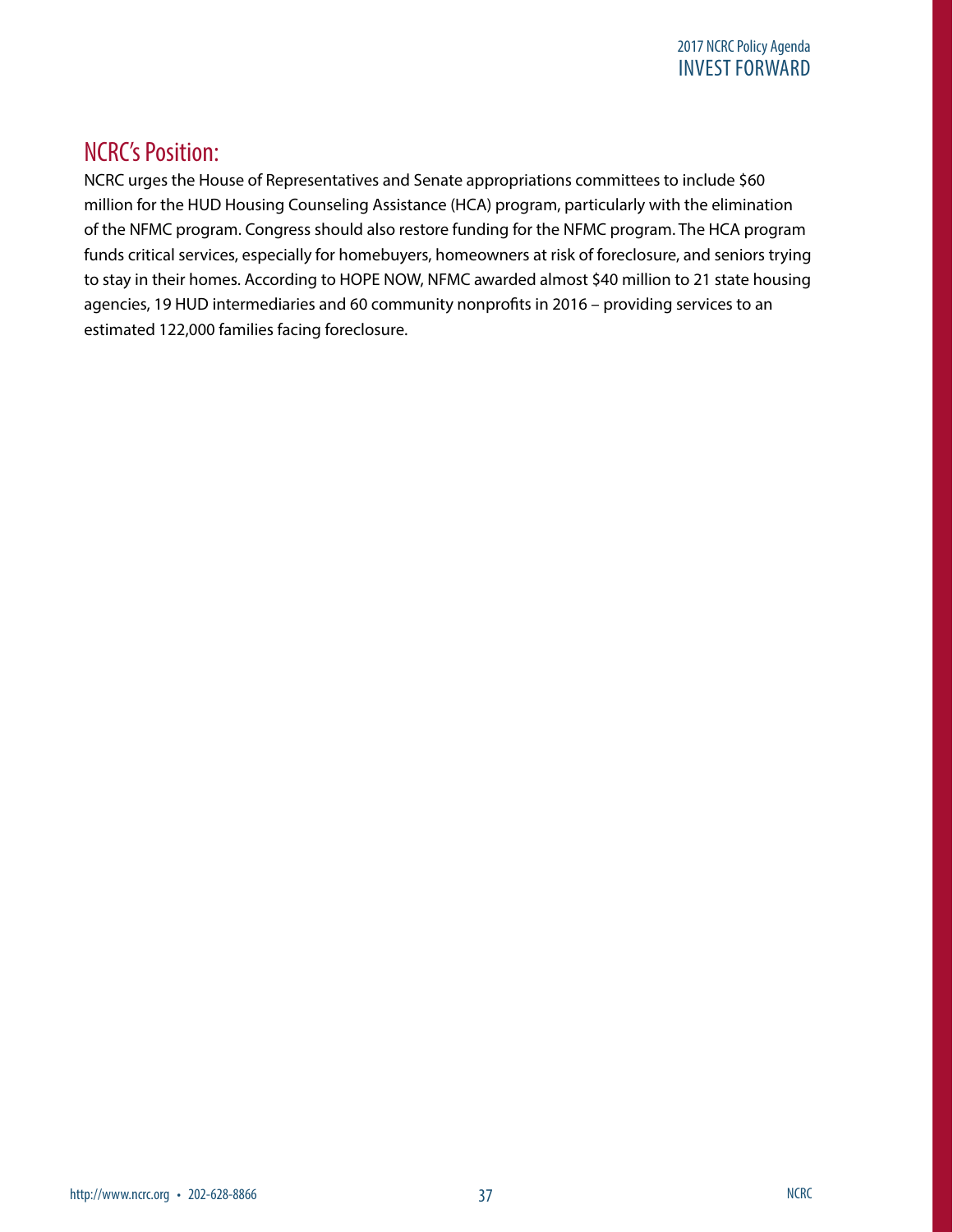## NCRC's Position:

NCRC urges the House of Representatives and Senate appropriations committees to include $60 million for the HUD Housing Counseling Assistance (HCA) program, particularly with the elimination of the NFMC program. Congress should also restore funding for the NFMC program. The HCA program funds critical services, especially for homebuyers, homeowners at risk of foreclosure, and seniors trying to stay in their homes. According to HOPE NOW, NFMC awarded almost $40 million to 21 state housing agencies, 19 HUD intermediaries and 60 community nonprofits in 2016 – providing services to an estimated 122,000 families facing foreclosure.